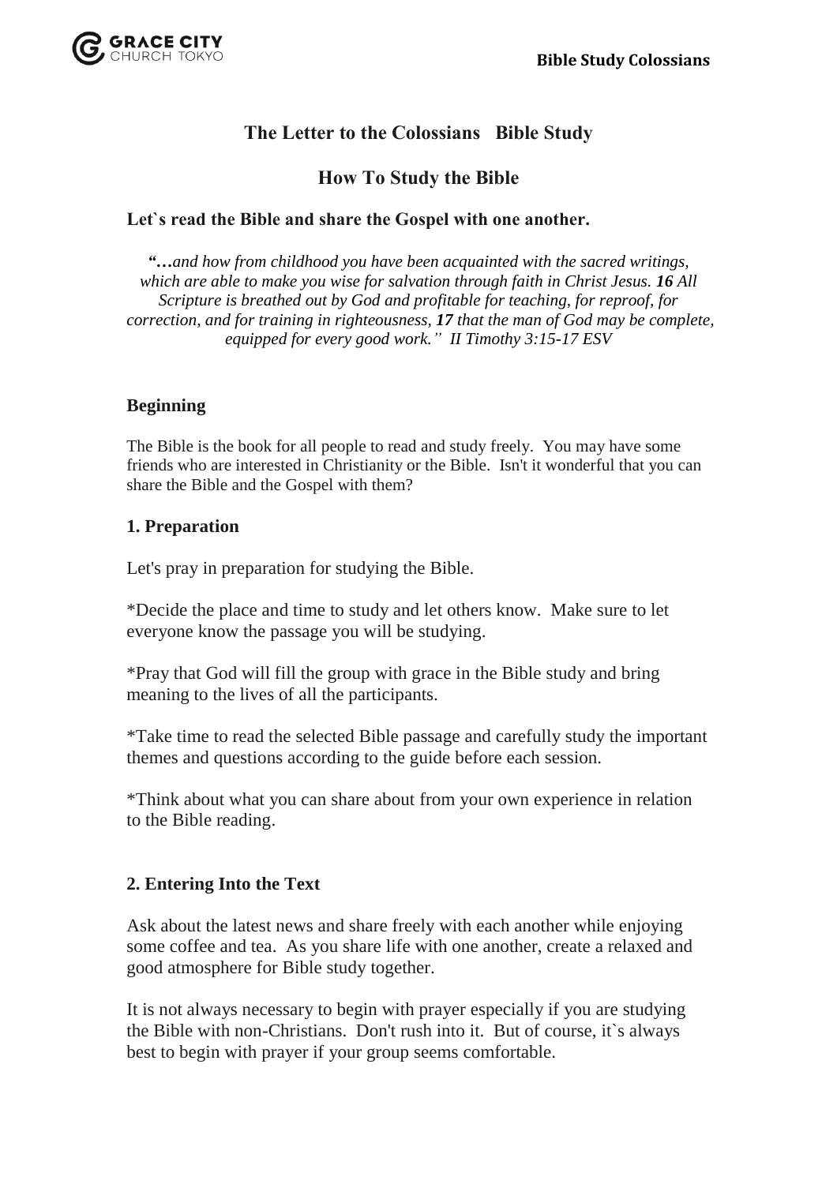# The Letter to the Colossians Bible Study

## How To Study the Bible

**Let`s read the Bible and share the Gospel with one another.**

*"…and how from childhood you have been acquainted with the sacred writings, which are able to make you wise for salvation through faith in Christ Jesus. **16** All Scripture is breathed out by God and profitable for teaching, for reproof, for correction, and for training in righteousness, **17** that the man of God may be complete, equipped for every good work." II Timothy 3:15-17 ESV*

### Beginning

The Bible is the book for all people to read and study freely. You may have some friends who are interested in Christianity or the Bible. Isn't it wonderful that you can share the Bible and the Gospel with them?

### 1. Preparation

Let's pray in preparation for studying the Bible.

*Decide the place and time to study and let others know. Make sure to let everyone know the passage you will be studying.

*Pray that God will fill the group with grace in the Bible study and bring meaning to the lives of all the participants.

*Take time to read the selected Bible passage and carefully study the important themes and questions according to the guide before each session.

*Think about what you can share about from your own experience in relation to the Bible reading.

### 2. Entering Into the Text

Ask about the latest news and share freely with each another while enjoying some coffee and tea. As you share life with one another, create a relaxed and good atmosphere for Bible study together.

It is not always necessary to begin with prayer especially if you are studying the Bible with non-Christians. Don't rush into it. But of course, it`s always best to begin with prayer if your group seems comfortable.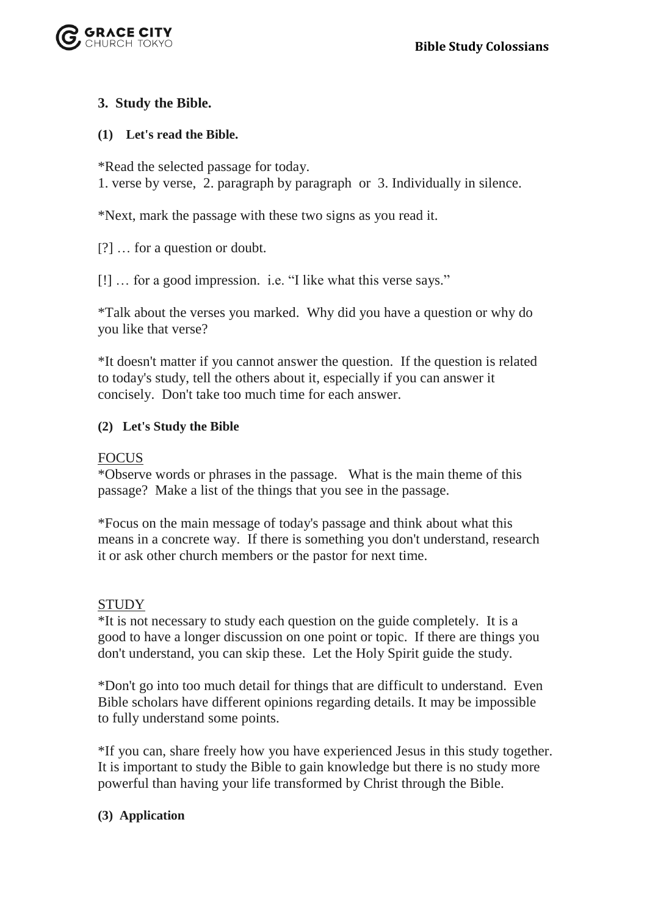### 3. Study the Bible.

#### (1) Let's read the Bible.

*Read the selected passage for today.
1. verse by verse, 2. paragraph by paragraph or 3. Individually in silence.

*Next, mark the passage with these two signs as you read it.

[?] … for a question or doubt.

[!] … for a good impression. i.e. "I like what this verse says."

*Talk about the verses you marked. Why did you have a question or why do you like that verse?

*It doesn't matter if you cannot answer the question. If the question is related to today's study, tell the others about it, especially if you can answer it concisely. Don't take too much time for each answer.

#### (2) Let's Study the Bible

<u>FOCUS</u>
*Observe words or phrases in the passage. What is the main theme of this passage? Make a list of the things that you see in the passage.

*Focus on the main message of today's passage and think about what this means in a concrete way. If there is something you don't understand, research it or ask other church members or the pastor for next time.

<u>STUDY</u>
*It is not necessary to study each question on the guide completely. It is a good to have a longer discussion on one point or topic. If there are things you don't understand, you can skip these. Let the Holy Spirit guide the study.

*Don't go into too much detail for things that are difficult to understand. Even Bible scholars have different opinions regarding details. It may be impossible to fully understand some points.

*If you can, share freely how you have experienced Jesus in this study together. It is important to study the Bible to gain knowledge but there is no study more powerful than having your life transformed by Christ through the Bible.

#### (3) Application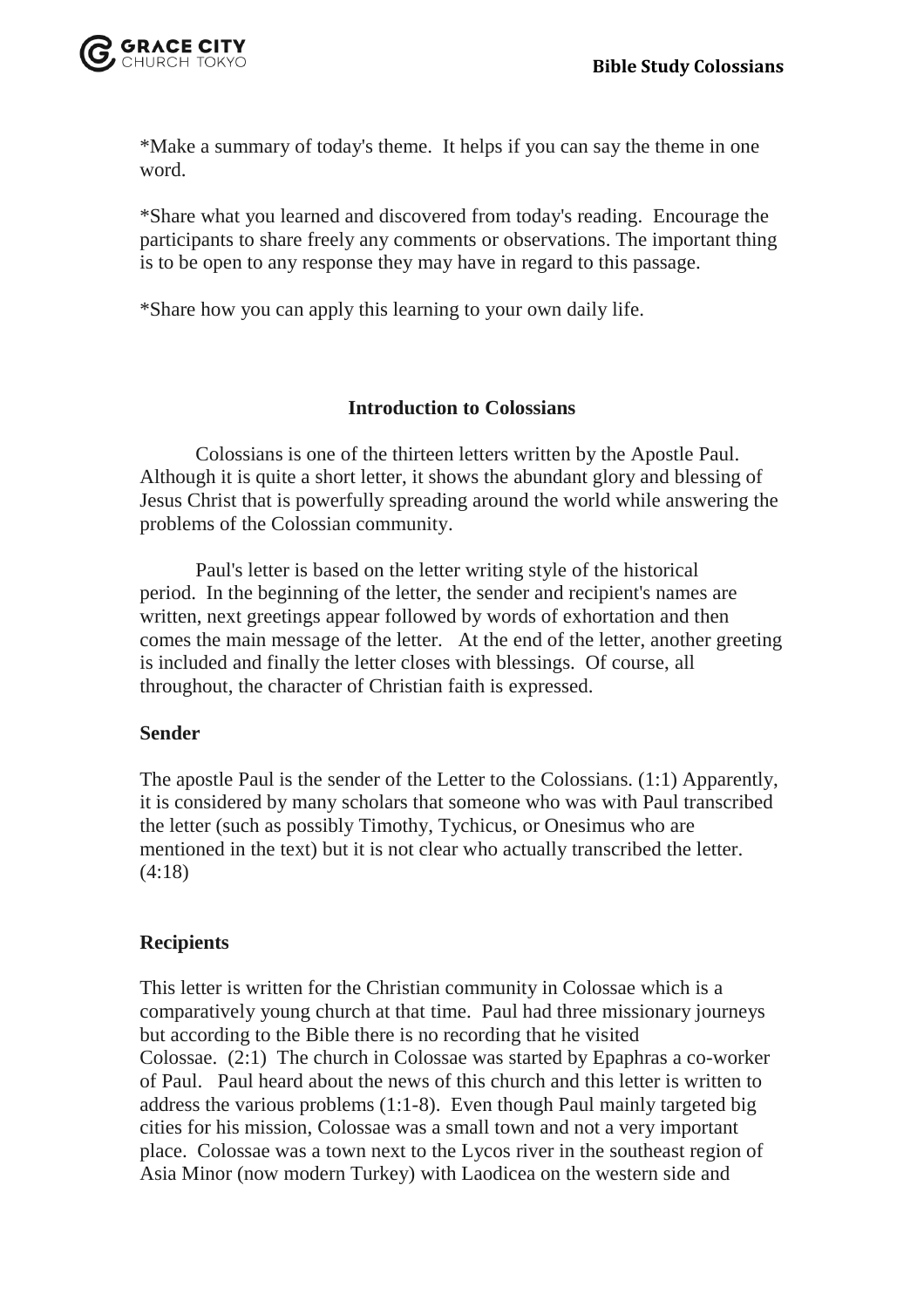*Make a summary of today's theme. It helps if you can say the theme in one word.

*Share what you learned and discovered from today's reading. Encourage the participants to share freely any comments or observations. The important thing is to be open to any response they may have in regard to this passage.

*Share how you can apply this learning to your own daily life.

## Introduction to Colossians

Colossians is one of the thirteen letters written by the Apostle Paul. Although it is quite a short letter, it shows the abundant glory and blessing of Jesus Christ that is powerfully spreading around the world while answering the problems of the Colossian community.

Paul's letter is based on the letter writing style of the historical period. In the beginning of the letter, the sender and recipient's names are written, next greetings appear followed by words of exhortation and then comes the main message of the letter. At the end of the letter, another greeting is included and finally the letter closes with blessings. Of course, all throughout, the character of Christian faith is expressed.

### Sender

The apostle Paul is the sender of the Letter to the Colossians. (1:1) Apparently, it is considered by many scholars that someone who was with Paul transcribed the letter (such as possibly Timothy, Tychicus, or Onesimus who are mentioned in the text) but it is not clear who actually transcribed the letter. (4:18)

### Recipients

This letter is written for the Christian community in Colossae which is a comparatively young church at that time. Paul had three missionary journeys but according to the Bible there is no recording that he visited Colossae. (2:1) The church in Colossae was started by Epaphras a co-worker of Paul. Paul heard about the news of this church and this letter is written to address the various problems (1:1-8). Even though Paul mainly targeted big cities for his mission, Colossae was a small town and not a very important place. Colossae was a town next to the Lycos river in the southeast region of Asia Minor (now modern Turkey) with Laodicea on the western side and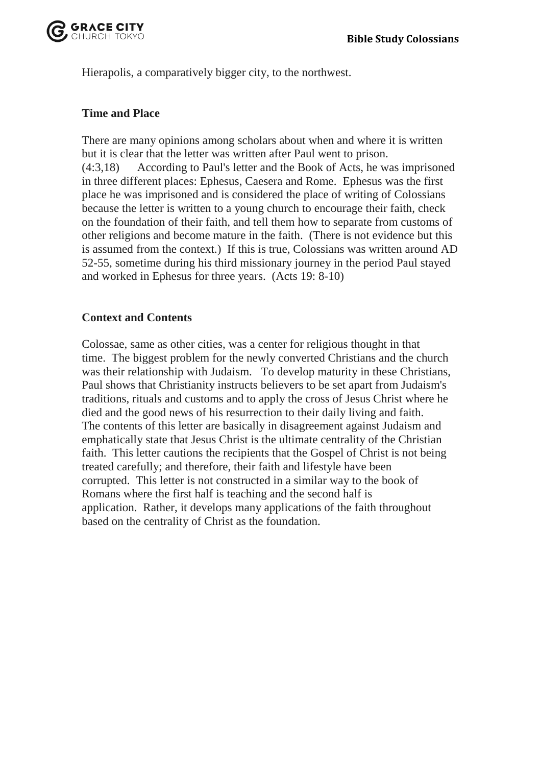Hierapolis, a comparatively bigger city, to the northwest.

**Time and Place**

There are many opinions among scholars about when and where it is written but it is clear that the letter was written after Paul went to prison. (4:3,18) According to Paul's letter and the Book of Acts, he was imprisoned in three different places: Ephesus, Caesera and Rome. Ephesus was the first place he was imprisoned and is considered the place of writing of Colossians because the letter is written to a young church to encourage their faith, check on the foundation of their faith, and tell them how to separate from customs of other religions and become mature in the faith. (There is not evidence but this is assumed from the context.) If this is true, Colossians was written around AD 52-55, sometime during his third missionary journey in the period Paul stayed and worked in Ephesus for three years. (Acts 19: 8-10)

**Context and Contents**

Colossae, same as other cities, was a center for religious thought in that time. The biggest problem for the newly converted Christians and the church was their relationship with Judaism. To develop maturity in these Christians, Paul shows that Christianity instructs believers to be set apart from Judaism's traditions, rituals and customs and to apply the cross of Jesus Christ where he died and the good news of his resurrection to their daily living and faith. The contents of this letter are basically in disagreement against Judaism and emphatically state that Jesus Christ is the ultimate centrality of the Christian faith. This letter cautions the recipients that the Gospel of Christ is not being treated carefully; and therefore, their faith and lifestyle have been corrupted. This letter is not constructed in a similar way to the book of Romans where the first half is teaching and the second half is application. Rather, it develops many applications of the faith throughout based on the centrality of Christ as the foundation.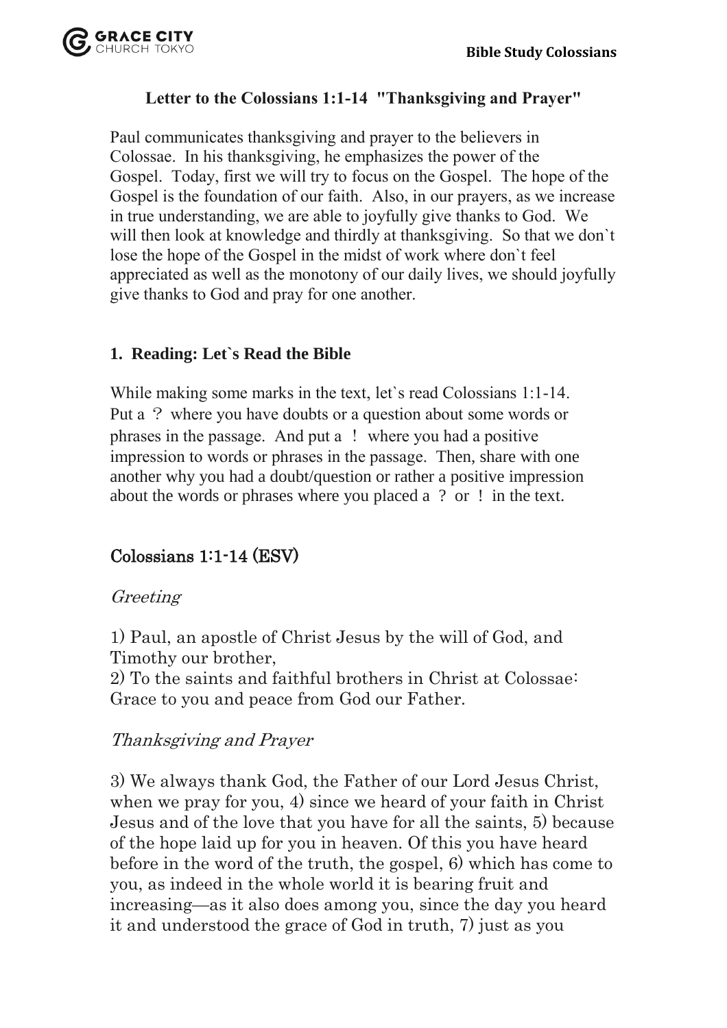### Letter to the Colossians 1:1-14 "Thanksgiving and Prayer"

Paul communicates thanksgiving and prayer to the believers in Colossae. In his thanksgiving, he emphasizes the power of the Gospel. Today, first we will try to focus on the Gospel. The hope of the Gospel is the foundation of our faith. Also, in our prayers, as we increase in true understanding, we are able to joyfully give thanks to God. We will then look at knowledge and thirdly at thanksgiving. So that we don`t lose the hope of the Gospel in the midst of work where don`t feel appreciated as well as the monotony of our daily lives, we should joyfully give thanks to God and pray for one another.

#### 1. Reading: Let`s Read the Bible

While making some marks in the text, let`s read Colossians 1:1-14. Put a ？ where you have doubts or a question about some words or phrases in the passage. And put a ！ where you had a positive impression to words or phrases in the passage. Then, share with one another why you had a doubt/question or rather a positive impression about the words or phrases where you placed a ？ or ！ in the text.

## Colossians 1:1-14 (ESV)

*Greeting*

1) Paul, an apostle of Christ Jesus by the will of God, and Timothy our brother,
2) To the saints and faithful brothers in Christ at Colossae: Grace to you and peace from God our Father.

*Thanksgiving and Prayer*

3) We always thank God, the Father of our Lord Jesus Christ, when we pray for you, 4) since we heard of your faith in Christ Jesus and of the love that you have for all the saints, 5) because of the hope laid up for you in heaven. Of this you have heard before in the word of the truth, the gospel, 6) which has come to you, as indeed in the whole world it is bearing fruit and increasing—as it also does among you, since the day you heard it and understood the grace of God in truth, 7) just as you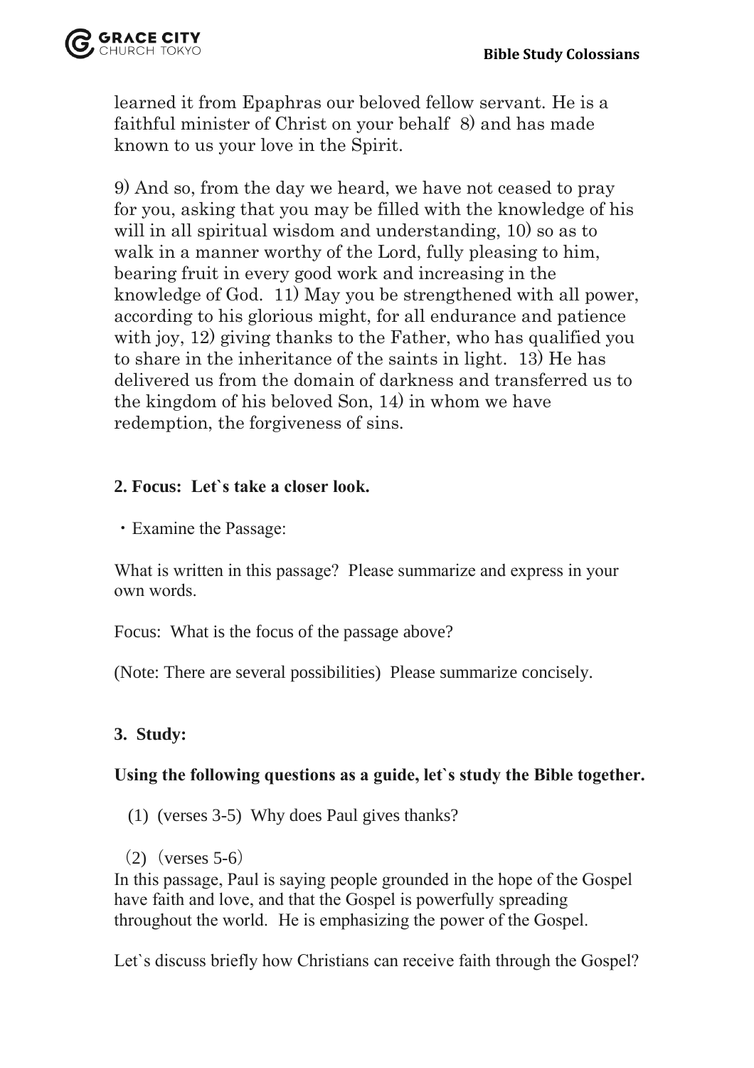learned it from Epaphras our beloved fellow servant. He is a faithful minister of Christ on your behalf 8) and has made known to us your love in the Spirit.

9) And so, from the day we heard, we have not ceased to pray for you, asking that you may be filled with the knowledge of his will in all spiritual wisdom and understanding, 10) so as to walk in a manner worthy of the Lord, fully pleasing to him, bearing fruit in every good work and increasing in the knowledge of God. 11) May you be strengthened with all power, according to his glorious might, for all endurance and patience with joy, 12) giving thanks to the Father, who has qualified you to share in the inheritance of the saints in light. 13) He has delivered us from the domain of darkness and transferred us to the kingdom of his beloved Son, 14) in whom we have redemption, the forgiveness of sins.

**2. Focus: Let`s take a closer look.**

・Examine the Passage:

What is written in this passage? Please summarize and express in your own words.

Focus: What is the focus of the passage above?

(Note: There are several possibilities) Please summarize concisely.

**3. Study:**

**Using the following questions as a guide, let`s study the Bible together.**

(1) (verses 3-5) Why does Paul gives thanks?

(2)（verses 5-6）

In this passage, Paul is saying people grounded in the hope of the Gospel have faith and love, and that the Gospel is powerfully spreading throughout the world. He is emphasizing the power of the Gospel.

Let`s discuss briefly how Christians can receive faith through the Gospel?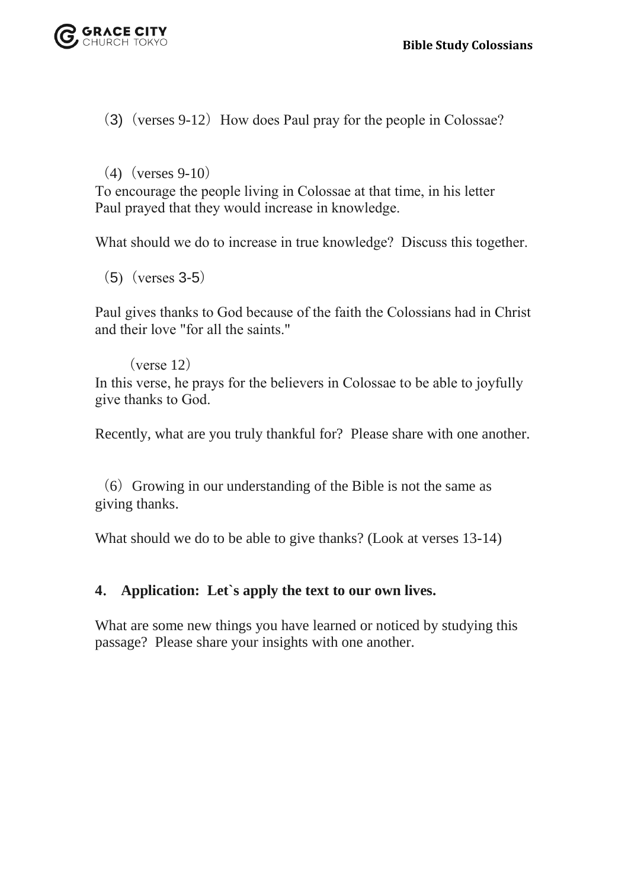（3）（verses 9-12）How does Paul pray for the people in Colossae?

（4）（verses 9-10）
To encourage the people living in Colossae at that time, in his letter Paul prayed that they would increase in knowledge.

What should we do to increase in true knowledge? Discuss this together.

（5）（verses 3-5）

Paul gives thanks to God because of the faith the Colossians had in Christ and their love "for all the saints."

（verse 12）
In this verse, he prays for the believers in Colossae to be able to joyfully give thanks to God.

Recently, what are you truly thankful for? Please share with one another.

（6）Growing in our understanding of the Bible is not the same as giving thanks.

What should we do to be able to give thanks? (Look at verses 13-14)

## 4. Application: Let`s apply the text to our own lives.

What are some new things you have learned or noticed by studying this passage? Please share your insights with one another.